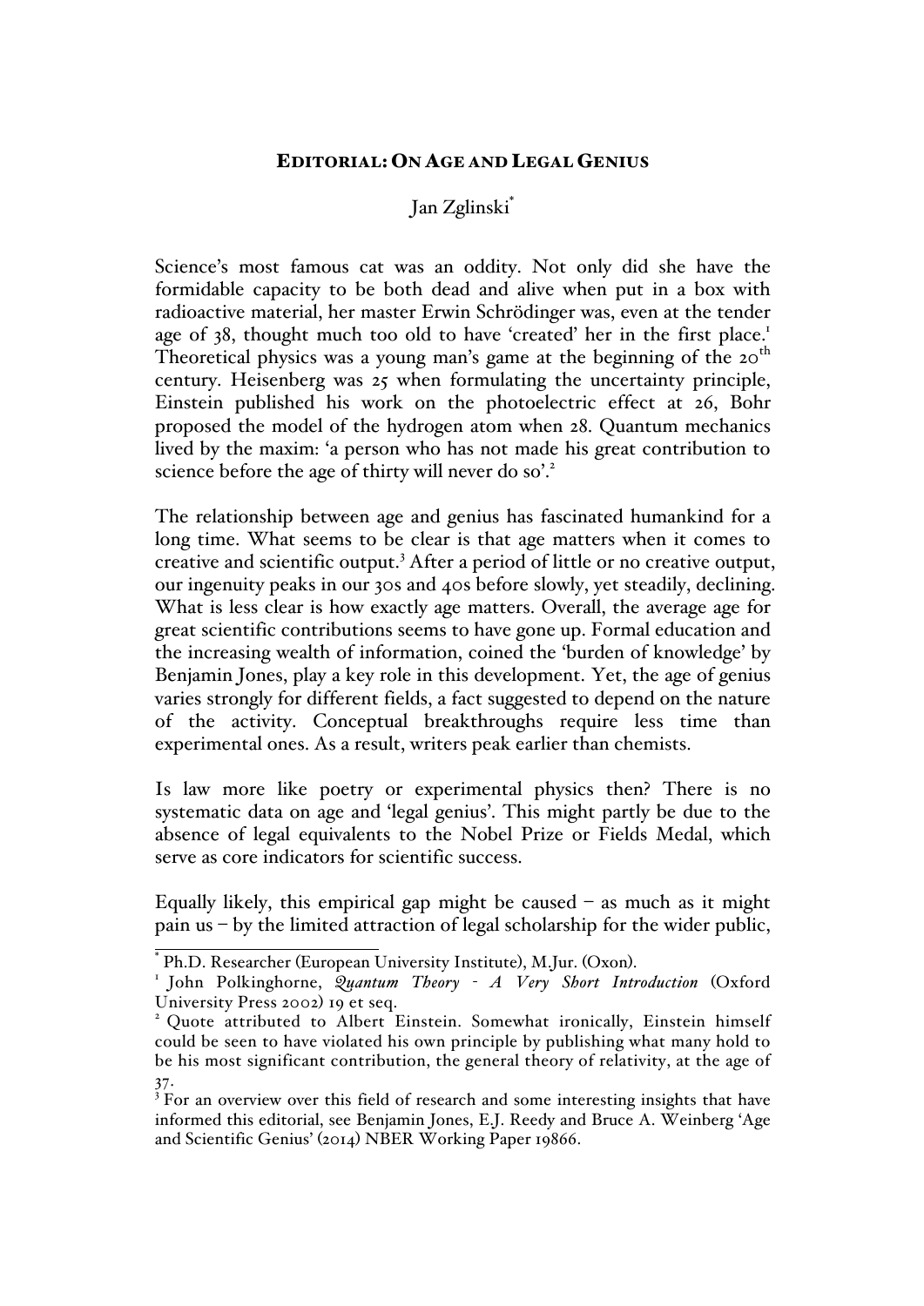# EDITORIAL: ON AGE AND LEGAL GENIUS

Jan Zglinski[*]

Science's most famous cat was an oddity. Not only did she have the formidable capacity to be both dead and alive when put in a box with radioactive material, her master Erwin Schrödinger was, even at the tender age of 38, thought much too old to have 'created' her in the first place.[1] Theoretical physics was a young man's game at the beginning of the 20th century. Heisenberg was 25 when formulating the uncertainty principle, Einstein published his work on the photoelectric effect at 26, Bohr proposed the model of the hydrogen atom when 28. Quantum mechanics lived by the maxim: 'a person who has not made his great contribution to science before the age of thirty will never do so'.[2]

The relationship between age and genius has fascinated humankind for a long time. What seems to be clear is that age matters when it comes to creative and scientific output.[3] After a period of little or no creative output, our ingenuity peaks in our 30s and 40s before slowly, yet steadily, declining. What is less clear is how exactly age matters. Overall, the average age for great scientific contributions seems to have gone up. Formal education and the increasing wealth of information, coined the 'burden of knowledge' by Benjamin Jones, play a key role in this development. Yet, the age of genius varies strongly for different fields, a fact suggested to depend on the nature of the activity. Conceptual breakthroughs require less time than experimental ones. As a result, writers peak earlier than chemists.

Is law more like poetry or experimental physics then? There is no systematic data on age and 'legal genius'. This might partly be due to the absence of legal equivalents to the Nobel Prize or Fields Medal, which serve as core indicators for scientific success.

Equally likely, this empirical gap might be caused – as much as it might pain us – by the limited attraction of legal scholarship for the wider public,

---

[*] Ph.D. Researcher (European University Institute), M.Jur. (Oxon).

[1] John Polkinghorne, *Quantum Theory - A Very Short Introduction* (Oxford University Press 2002) 19 et seq.

[2] Quote attributed to Albert Einstein. Somewhat ironically, Einstein himself could be seen to have violated his own principle by publishing what many hold to be his most significant contribution, the general theory of relativity, at the age of 37.

[3] For an overview over this field of research and some interesting insights that have informed this editorial, see Benjamin Jones, E.J. Reedy and Bruce A. Weinberg 'Age and Scientific Genius' (2014) NBER Working Paper 19866.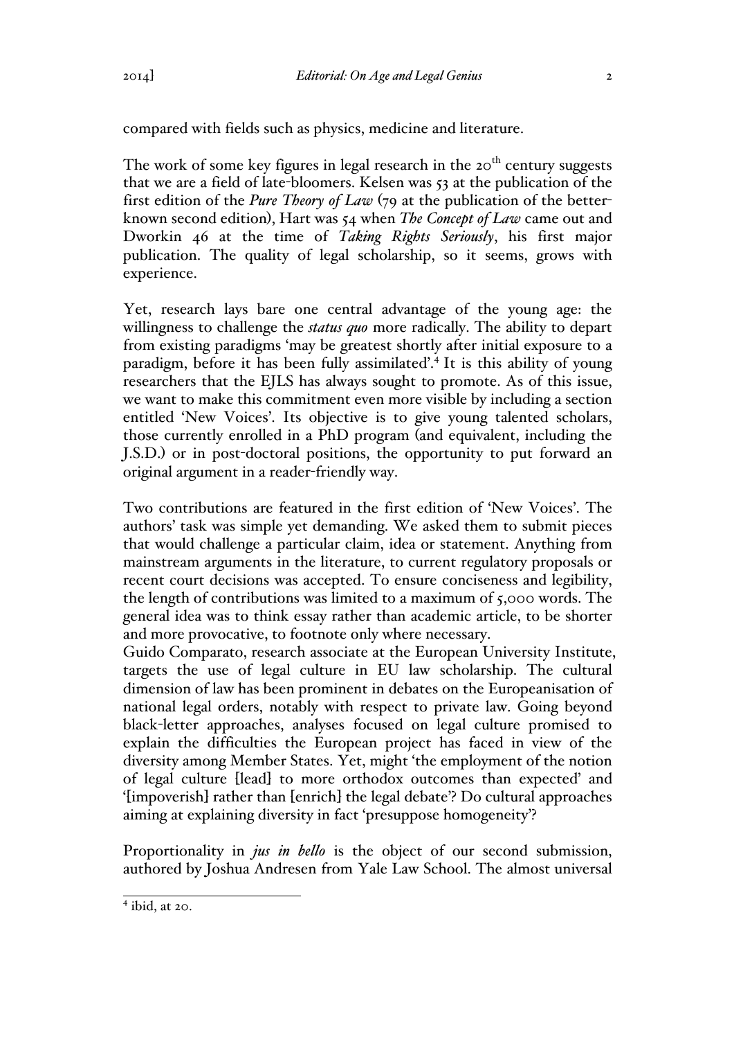compared with fields such as physics, medicine and literature.

The work of some key figures in legal research in the 20th century suggests that we are a field of late-bloomers. Kelsen was 53 at the publication of the first edition of the *Pure Theory of Law* (79 at the publication of the better-known second edition), Hart was 54 when *The Concept of Law* came out and Dworkin 46 at the time of *Taking Rights Seriously*, his first major publication. The quality of legal scholarship, so it seems, grows with experience.

Yet, research lays bare one central advantage of the young age: the willingness to challenge the *status quo* more radically. The ability to depart from existing paradigms 'may be greatest shortly after initial exposure to a paradigm, before it has been fully assimilated'.[4] It is this ability of young researchers that the EJLS has always sought to promote. As of this issue, we want to make this commitment even more visible by including a section entitled 'New Voices'. Its objective is to give young talented scholars, those currently enrolled in a PhD program (and equivalent, including the J.S.D.) or in post-doctoral positions, the opportunity to put forward an original argument in a reader-friendly way.

Two contributions are featured in the first edition of 'New Voices'. The authors' task was simple yet demanding. We asked them to submit pieces that would challenge a particular claim, idea or statement. Anything from mainstream arguments in the literature, to current regulatory proposals or recent court decisions was accepted. To ensure conciseness and legibility, the length of contributions was limited to a maximum of 5,000 words. The general idea was to think essay rather than academic article, to be shorter and more provocative, to footnote only where necessary.

Guido Comparato, research associate at the European University Institute, targets the use of legal culture in EU law scholarship. The cultural dimension of law has been prominent in debates on the Europeanisation of national legal orders, notably with respect to private law. Going beyond black-letter approaches, analyses focused on legal culture promised to explain the difficulties the European project has faced in view of the diversity among Member States. Yet, might 'the employment of the notion of legal culture [lead] to more orthodox outcomes than expected' and '[impoverish] rather than [enrich] the legal debate'? Do cultural approaches aiming at explaining diversity in fact 'presuppose homogeneity'?

Proportionality in *jus in bello* is the object of our second submission, authored by Joshua Andresen from Yale Law School. The almost universal

---

[4] ibid, at 20.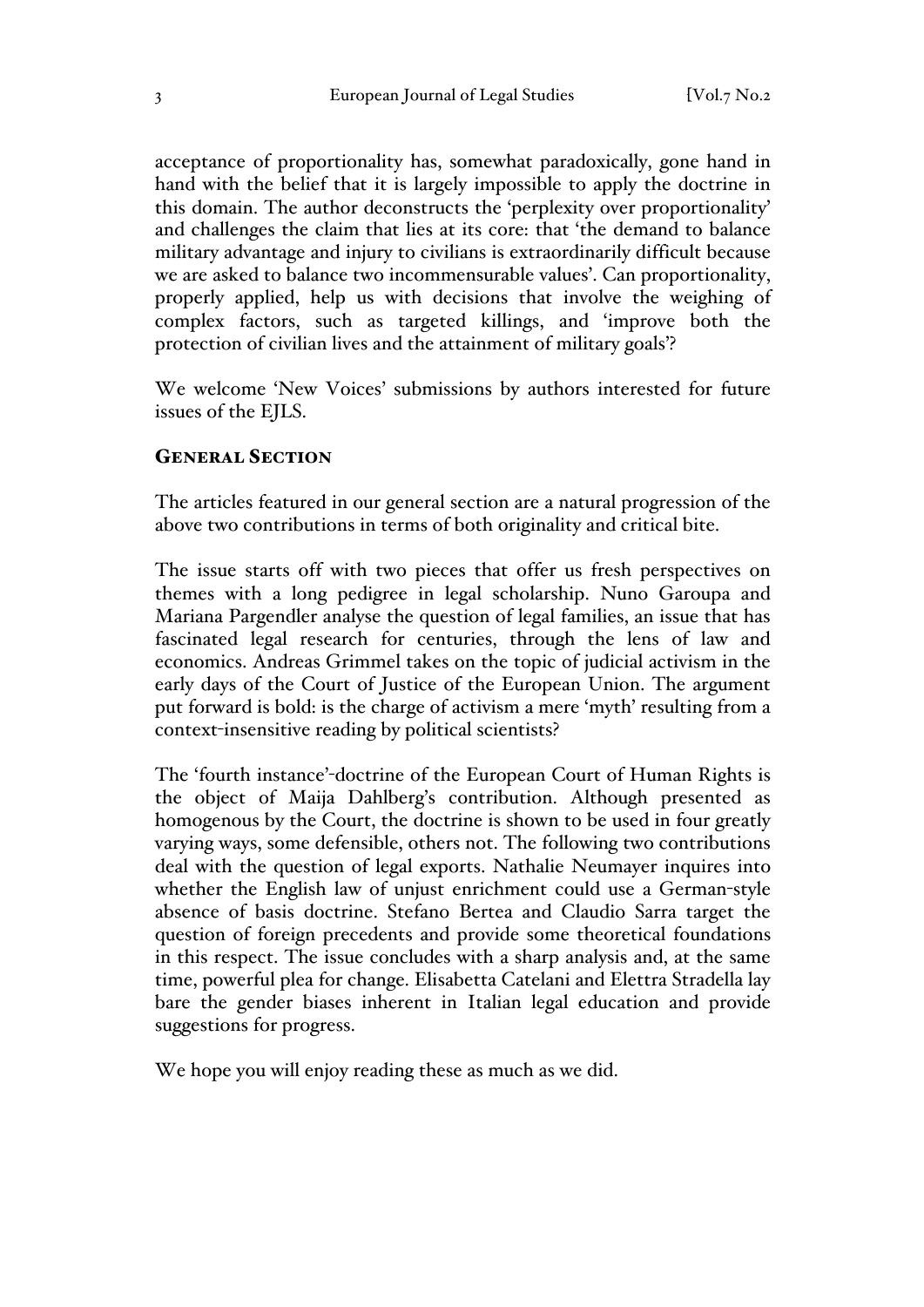acceptance of proportionality has, somewhat paradoxically, gone hand in hand with the belief that it is largely impossible to apply the doctrine in this domain. The author deconstructs the 'perplexity over proportionality' and challenges the claim that lies at its core: that 'the demand to balance military advantage and injury to civilians is extraordinarily difficult because we are asked to balance two incommensurable values'. Can proportionality, properly applied, help us with decisions that involve the weighing of complex factors, such as targeted killings, and 'improve both the protection of civilian lives and the attainment of military goals'?

We welcome 'New Voices' submissions by authors interested for future issues of the EJLS.

## General Section

The articles featured in our general section are a natural progression of the above two contributions in terms of both originality and critical bite.

The issue starts off with two pieces that offer us fresh perspectives on themes with a long pedigree in legal scholarship. Nuno Garoupa and Mariana Pargendler analyse the question of legal families, an issue that has fascinated legal research for centuries, through the lens of law and economics. Andreas Grimmel takes on the topic of judicial activism in the early days of the Court of Justice of the European Union. The argument put forward is bold: is the charge of activism a mere 'myth' resulting from a context-insensitive reading by political scientists?

The 'fourth instance'-doctrine of the European Court of Human Rights is the object of Maija Dahlberg's contribution. Although presented as homogenous by the Court, the doctrine is shown to be used in four greatly varying ways, some defensible, others not. The following two contributions deal with the question of legal exports. Nathalie Neumayer inquires into whether the English law of unjust enrichment could use a German-style absence of basis doctrine. Stefano Bertea and Claudio Sarra target the question of foreign precedents and provide some theoretical foundations in this respect. The issue concludes with a sharp analysis and, at the same time, powerful plea for change. Elisabetta Catelani and Elettra Stradella lay bare the gender biases inherent in Italian legal education and provide suggestions for progress.

We hope you will enjoy reading these as much as we did.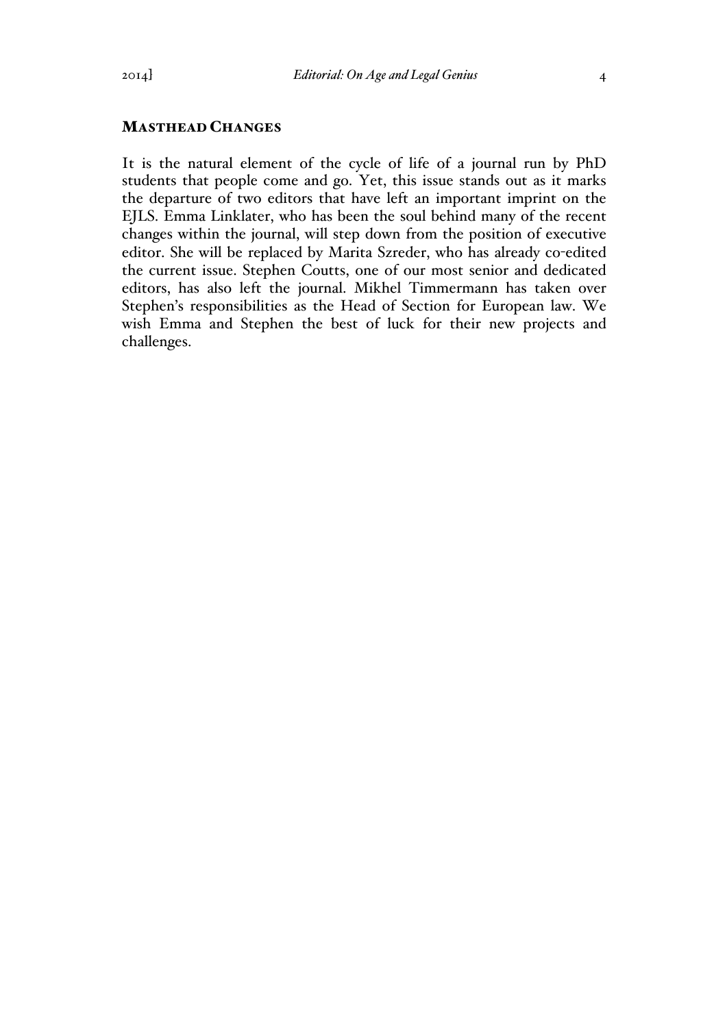## Masthead Changes

It is the natural element of the cycle of life of a journal run by PhD students that people come and go. Yet, this issue stands out as it marks the departure of two editors that have left an important imprint on the EJLS. Emma Linklater, who has been the soul behind many of the recent changes within the journal, will step down from the position of executive editor. She will be replaced by Marita Szreder, who has already co-edited the current issue. Stephen Coutts, one of our most senior and dedicated editors, has also left the journal. Mikhel Timmermann has taken over Stephen's responsibilities as the Head of Section for European law. We wish Emma and Stephen the best of luck for their new projects and challenges.